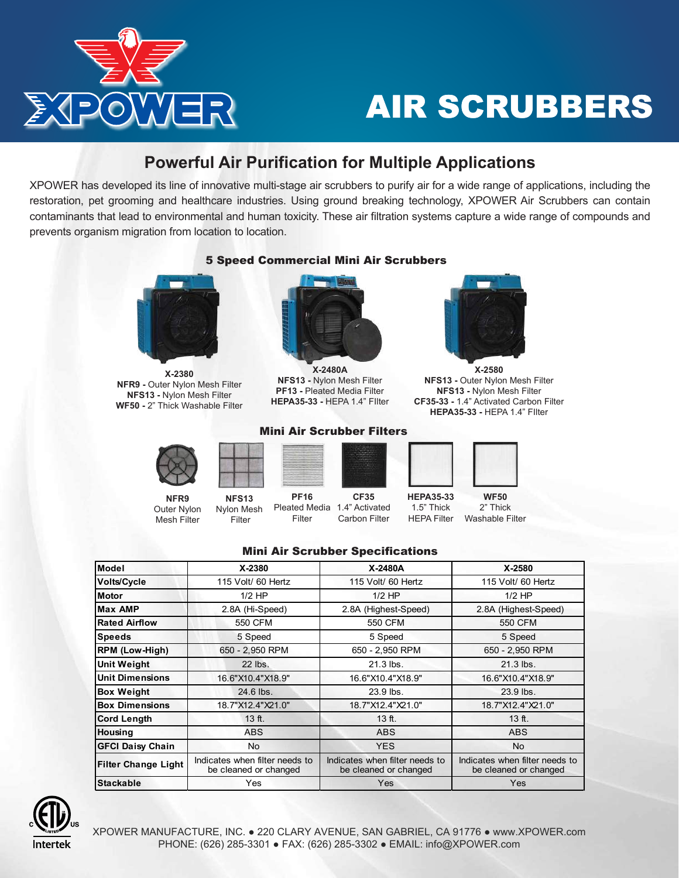# XPOWER AIR SCRUBBERS

## Powerful Air Purification for Multiple Applications

XPOWER has developed its line of innovative multi-stage air scrubbers to purify air for a wide range of applications, including the restoration, pet grooming and healthcare industries. Using ground breaking technology, XPOWER Air Scrubbers can contain contaminants that lead to environmental and human toxicity. These air filtration systems capture a wide range of compounds and prevents organism migration from location to location.

### 5 Speed Commercial Mini Air Scrubbers

**X-2380**
**NFR9 -** Outer Nylon Mesh Filter
**NFS13 -** Nylon Mesh Filter
**WF50 -** 2" Thick Washable Filter

**X-2480A**
**NFS13 -** Nylon Mesh Filter
**PF13 -** Pleated Media Filter
**HEPA35-33 -** HEPA 1.4" FIlter

**X-2580**
**NFS13 -** Outer Nylon Mesh Filter
**NFS13 -** Nylon Mesh Filter
**CF35-33 -** 1.4" Activated Carbon Filter
**HEPA35-33 -** HEPA 1.4" FIlter

### Mini Air Scrubber Filters

**NFR9** Outer Nylon Mesh Filter

**NFS13** Nylon Mesh Filter

**PF16** Pleated Media Filter

**CF35** 1.4" Activated Carbon Filter

**HEPA35-33** 1.5" Thick HEPA Filter

**WF50** 2" Thick Washable Filter

### Mini Air Scrubber Specifications

| Model | X-2380 | X-2480A | X-2580 |
|---|---|---|---|
| Volts/Cycle | 115 Volt/ 60 Hertz | 115 Volt/ 60 Hertz | 115 Volt/ 60 Hertz |
| Motor | 1/2 HP | 1/2 HP | 1/2 HP |
| Max AMP | 2.8A (Hi-Speed) | 2.8A (Highest-Speed) | 2.8A (Highest-Speed) |
| Rated Airflow | 550 CFM | 550 CFM | 550 CFM |
| Speeds | 5 Speed | 5 Speed | 5 Speed |
| RPM (Low-High) | 650 - 2,950 RPM | 650 - 2,950 RPM | 650 - 2,950 RPM |
| Unit Weight | 22 lbs. | 21.3 lbs. | 21.3 lbs. |
| Unit Dimensions | 16.6"X10.4"X18.9" | 16.6"X10.4"X18.9" | 16.6"X10.4"X18.9" |
| Box Weight | 24.6 lbs. | 23.9 lbs. | 23.9 lbs. |
| Box Dimensions | 18.7"X12.4"X21.0" | 18.7"X12.4"X21.0" | 18.7"X12.4"X21.0" |
| Cord Length | 13 ft. | 13 ft. | 13 ft. |
| Housing | ABS | ABS | ABS |
| GFCI Daisy Chain | No | YES | No |
| Filter Change Light | Indicates when filter needs to be cleaned or changed | Indicates when filter needs to be cleaned or changed | Indicates when filter needs to be cleaned or changed |
| Stackable | Yes | Yes | Yes |

XPOWER MANUFACTURE, INC. ● 220 CLARY AVENUE, SAN GABRIEL, CA 91776 ● www.XPOWER.com
PHONE: (626) 285-3301 ● FAX: (626) 285-3302 ● EMAIL: info@XPOWER.com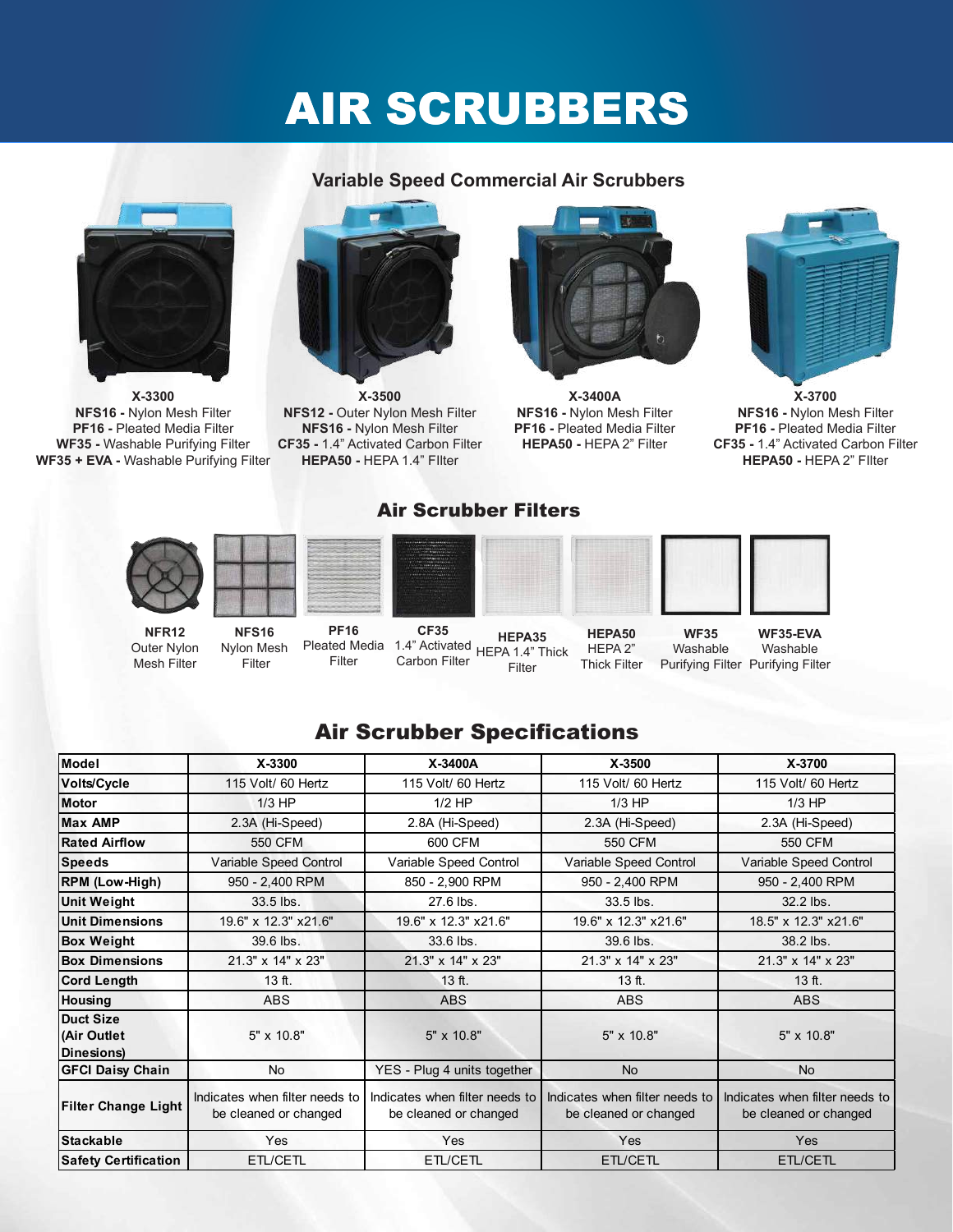# AIR SCRUBBERS

## Variable Speed Commercial Air Scrubbers

**X-3300**
**NFS16 -** Nylon Mesh Filter
**PF16 -** Pleated Media Filter
**WF35 -** Washable Purifying Filter
**WF35 + EVA -** Washable Purifying Filter

**X-3500**
**NFS12 -** Outer Nylon Mesh Filter
**NFS16 -** Nylon Mesh Filter
**CF35 -** 1.4" Activated Carbon Filter
**HEPA50 -** HEPA 1.4" FIlter

**X-3400A**
**NFS16 -** Nylon Mesh Filter
**PF16 -** Pleated Media Filter
**HEPA50 -** HEPA 2" Filter

**X-3700**
**NFS16 -** Nylon Mesh Filter
**PF16 -** Pleated Media Filter
**CF35 -** 1.4" Activated Carbon Filter
**HEPA50 -** HEPA 2" FIlter

## Air Scrubber Filters

**NFR12** Outer Nylon Mesh Filter

**NFS16** Nylon Mesh Filter

**PF16** Pleated Media Filter

**CF35** 1.4" Activated Carbon Filter

**HEPA35** HEPA 1.4" Thick Filter

**HEPA50** HEPA 2" Thick Filter

**WF35** Washable Purifying Filter

**WF35-EVA** Washable Purifying Filter

## Air Scrubber Specifications

| Model | X-3300 | X-3400A | X-3500 | X-3700 |
|---|---|---|---|---|
| Volts/Cycle | 115 Volt/ 60 Hertz | 115 Volt/ 60 Hertz | 115 Volt/ 60 Hertz | 115 Volt/ 60 Hertz |
| Motor | 1/3 HP | 1/2 HP | 1/3 HP | 1/3 HP |
| Max AMP | 2.3A (Hi-Speed) | 2.8A (Hi-Speed) | 2.3A (Hi-Speed) | 2.3A (Hi-Speed) |
| Rated Airflow | 550 CFM | 600 CFM | 550 CFM | 550 CFM |
| Speeds | Variable Speed Control | Variable Speed Control | Variable Speed Control | Variable Speed Control |
| RPM (Low-High) | 950 - 2,400 RPM | 850 - 2,900 RPM | 950 - 2,400 RPM | 950 - 2,400 RPM |
| Unit Weight | 33.5 lbs. | 27.6 lbs. | 33.5 lbs. | 32.2 lbs. |
| Unit Dimensions | 19.6" x 12.3" x21.6" | 19.6" x 12.3" x21.6" | 19.6" x 12.3" x21.6" | 18.5" x 12.3" x21.6" |
| Box Weight | 39.6 lbs. | 33.6 lbs. | 39.6 lbs. | 38.2 lbs. |
| Box Dimensions | 21.3" x 14" x 23" | 21.3" x 14" x 23" | 21.3" x 14" x 23" | 21.3" x 14" x 23" |
| Cord Length | 13 ft. | 13 ft. | 13 ft. | 13 ft. |
| Housing | ABS | ABS | ABS | ABS |
| Duct Size (Air Outlet Dinesions) | 5" x 10.8" | 5" x 10.8" | 5" x 10.8" | 5" x 10.8" |
| GFCI Daisy Chain | No | YES - Plug 4 units together | No | No |
| Filter Change Light | Indicates when filter needs to be cleaned or changed | Indicates when filter needs to be cleaned or changed | Indicates when filter needs to be cleaned or changed | Indicates when filter needs to be cleaned or changed |
| Stackable | Yes | Yes | Yes | Yes |
| Safety Certification | ETL/CETL | ETL/CETL | ETL/CETL | ETL/CETL |